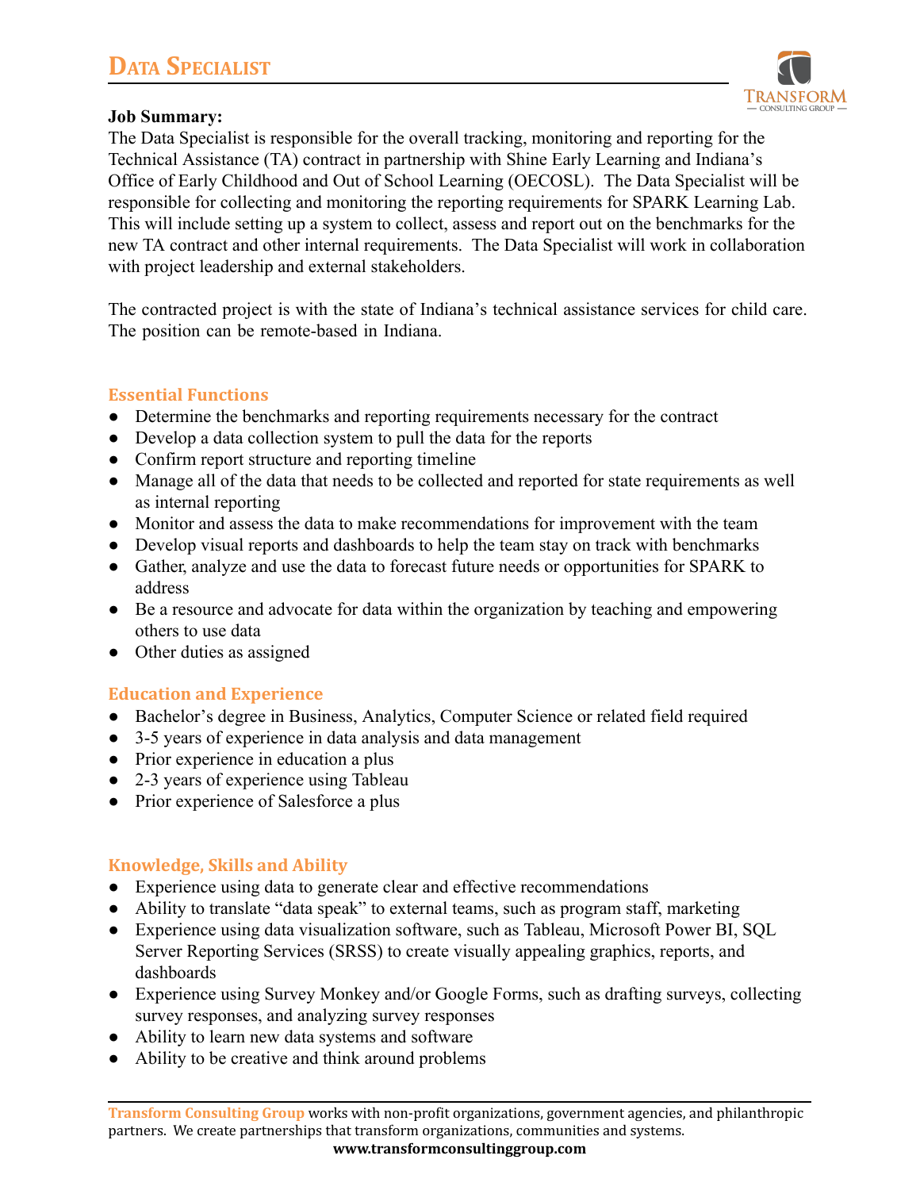# Data Specialist

**Job Summary:**
The Data Specialist is responsible for the overall tracking, monitoring and reporting for the Technical Assistance (TA) contract in partnership with Shine Early Learning and Indiana's Office of Early Childhood and Out of School Learning (OECOSL). The Data Specialist will be responsible for collecting and monitoring the reporting requirements for SPARK Learning Lab. This will include setting up a system to collect, assess and report out on the benchmarks for the new TA contract and other internal requirements. The Data Specialist will work in collaboration with project leadership and external stakeholders.

The contracted project is with the state of Indiana's technical assistance services for child care. The position can be remote-based in Indiana.

## Essential Functions

- Determine the benchmarks and reporting requirements necessary for the contract
- Develop a data collection system to pull the data for the reports
- Confirm report structure and reporting timeline
- Manage all of the data that needs to be collected and reported for state requirements as well as internal reporting
- Monitor and assess the data to make recommendations for improvement with the team
- Develop visual reports and dashboards to help the team stay on track with benchmarks
- Gather, analyze and use the data to forecast future needs or opportunities for SPARK to address
- Be a resource and advocate for data within the organization by teaching and empowering others to use data
- Other duties as assigned

## Education and Experience

- Bachelor's degree in Business, Analytics, Computer Science or related field required
- 3-5 years of experience in data analysis and data management
- Prior experience in education a plus
- 2-3 years of experience using Tableau
- Prior experience of Salesforce a plus

## Knowledge, Skills and Ability

- Experience using data to generate clear and effective recommendations
- Ability to translate "data speak" to external teams, such as program staff, marketing
- Experience using data visualization software, such as Tableau, Microsoft Power BI, SQL Server Reporting Services (SRSS) to create visually appealing graphics, reports, and dashboards
- Experience using Survey Monkey and/or Google Forms, such as drafting surveys, collecting survey responses, and analyzing survey responses
- Ability to learn new data systems and software
- Ability to be creative and think around problems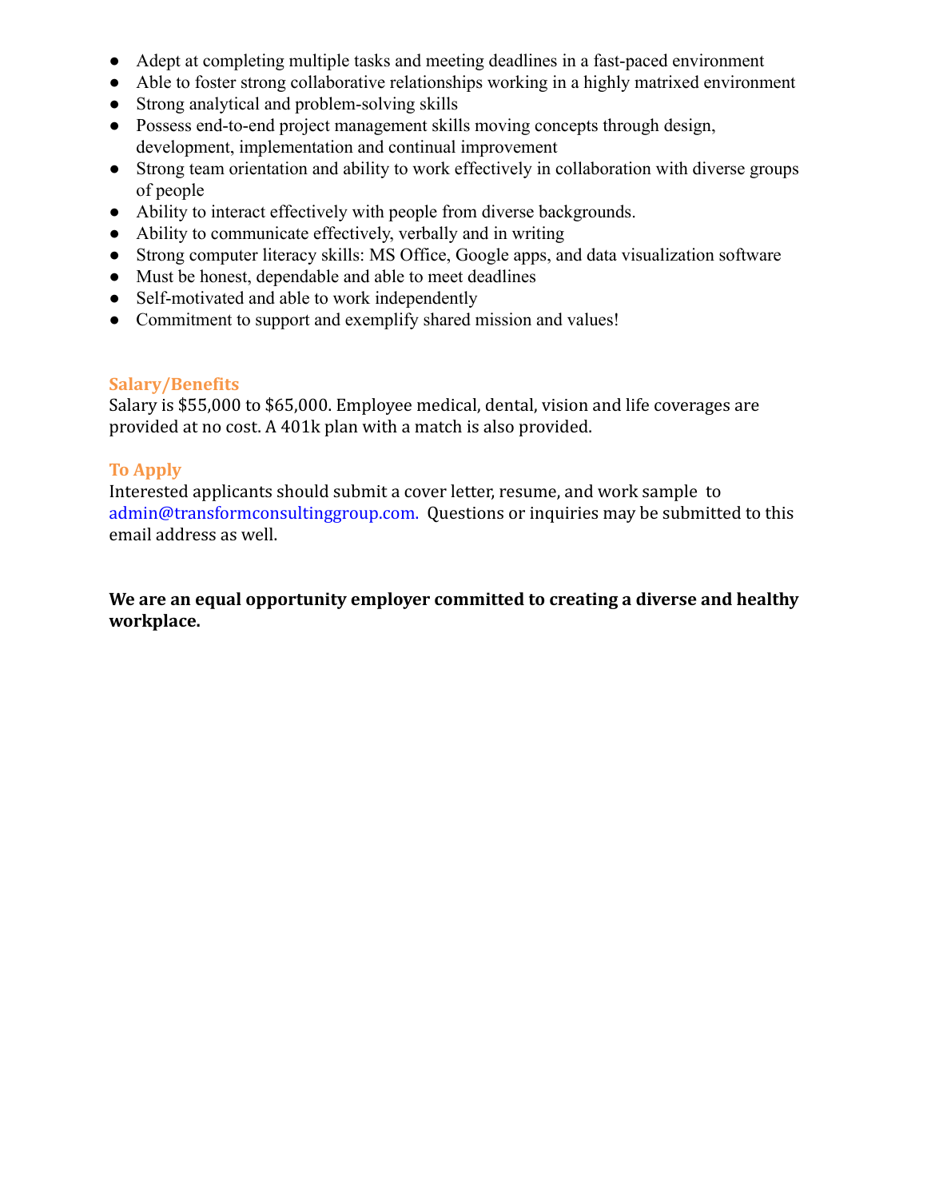- Adept at completing multiple tasks and meeting deadlines in a fast-paced environment
- Able to foster strong collaborative relationships working in a highly matrixed environment
- Strong analytical and problem-solving skills
- Possess end-to-end project management skills moving concepts through design, development, implementation and continual improvement
- Strong team orientation and ability to work effectively in collaboration with diverse groups of people
- Ability to interact effectively with people from diverse backgrounds.
- Ability to communicate effectively, verbally and in writing
- Strong computer literacy skills: MS Office, Google apps, and data visualization software
- Must be honest, dependable and able to meet deadlines
- Self-motivated and able to work independently
- Commitment to support and exemplify shared mission and values!

## Salary/Benefits

Salary is $55,000 to $65,000. Employee medical, dental, vision and life coverages are provided at no cost. A 401k plan with a match is also provided.

## To Apply

Interested applicants should submit a cover letter, resume, and work sample to admin@transformconsultinggroup.com. Questions or inquiries may be submitted to this email address as well.

**We are an equal opportunity employer committed to creating a diverse and healthy workplace.**